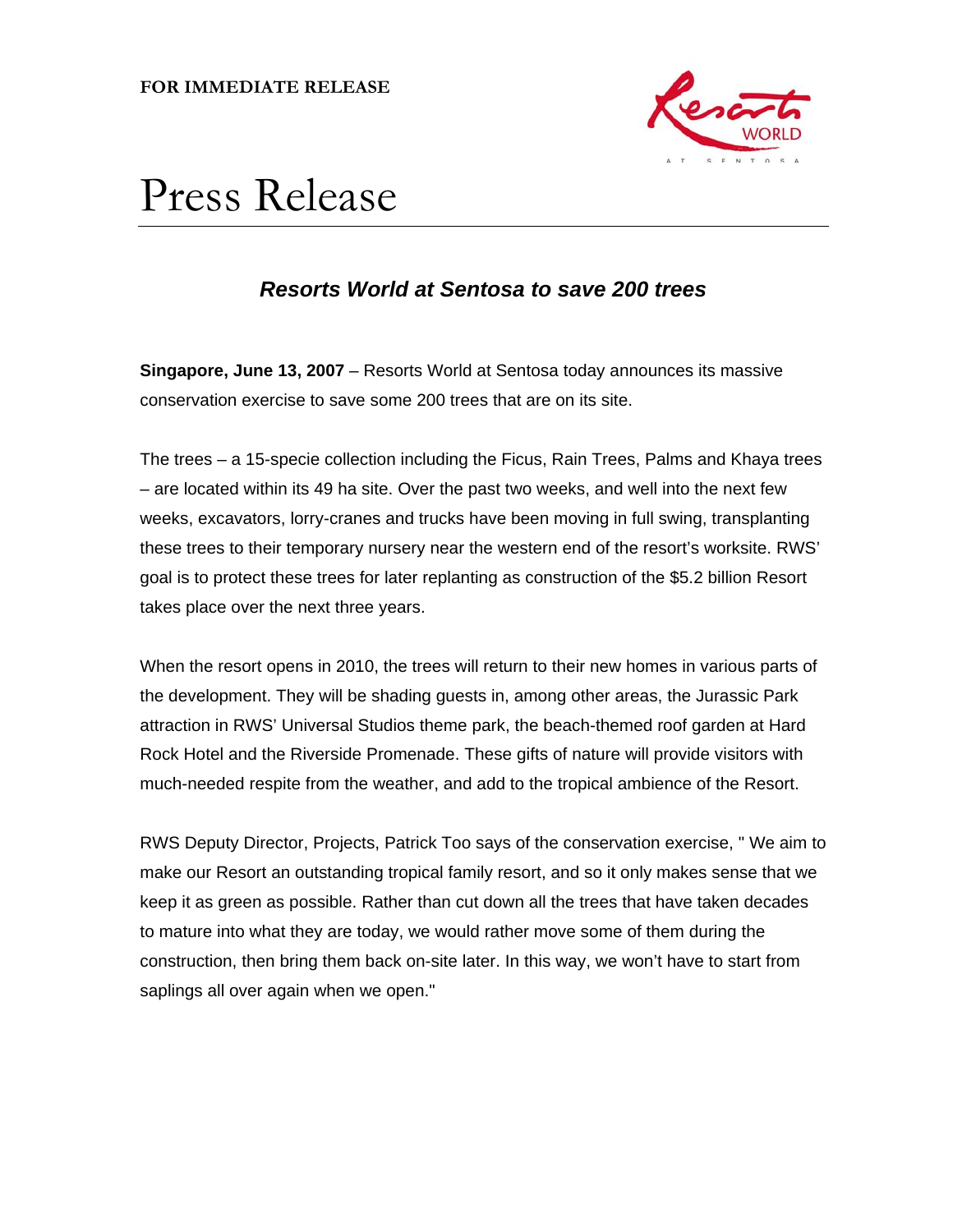**FOR IMMEDIATE RELEASE**

# Press Release

## *Resorts World at Sentosa to save 200 trees*

**Singapore, June 13, 2007** – Resorts World at Sentosa today announces its massive conservation exercise to save some 200 trees that are on its site.

The trees – a 15-specie collection including the Ficus, Rain Trees, Palms and Khaya trees – are located within its 49 ha site. Over the past two weeks, and well into the next few weeks, excavators, lorry-cranes and trucks have been moving in full swing, transplanting these trees to their temporary nursery near the western end of the resort's worksite. RWS' goal is to protect these trees for later replanting as construction of the $5.2 billion Resort takes place over the next three years.

When the resort opens in 2010, the trees will return to their new homes in various parts of the development. They will be shading guests in, among other areas, the Jurassic Park attraction in RWS' Universal Studios theme park, the beach-themed roof garden at Hard Rock Hotel and the Riverside Promenade. These gifts of nature will provide visitors with much-needed respite from the weather, and add to the tropical ambience of the Resort.

RWS Deputy Director, Projects, Patrick Too says of the conservation exercise, " We aim to make our Resort an outstanding tropical family resort, and so it only makes sense that we keep it as green as possible. Rather than cut down all the trees that have taken decades to mature into what they are today, we would rather move some of them during the construction, then bring them back on-site later. In this way, we won't have to start from saplings all over again when we open."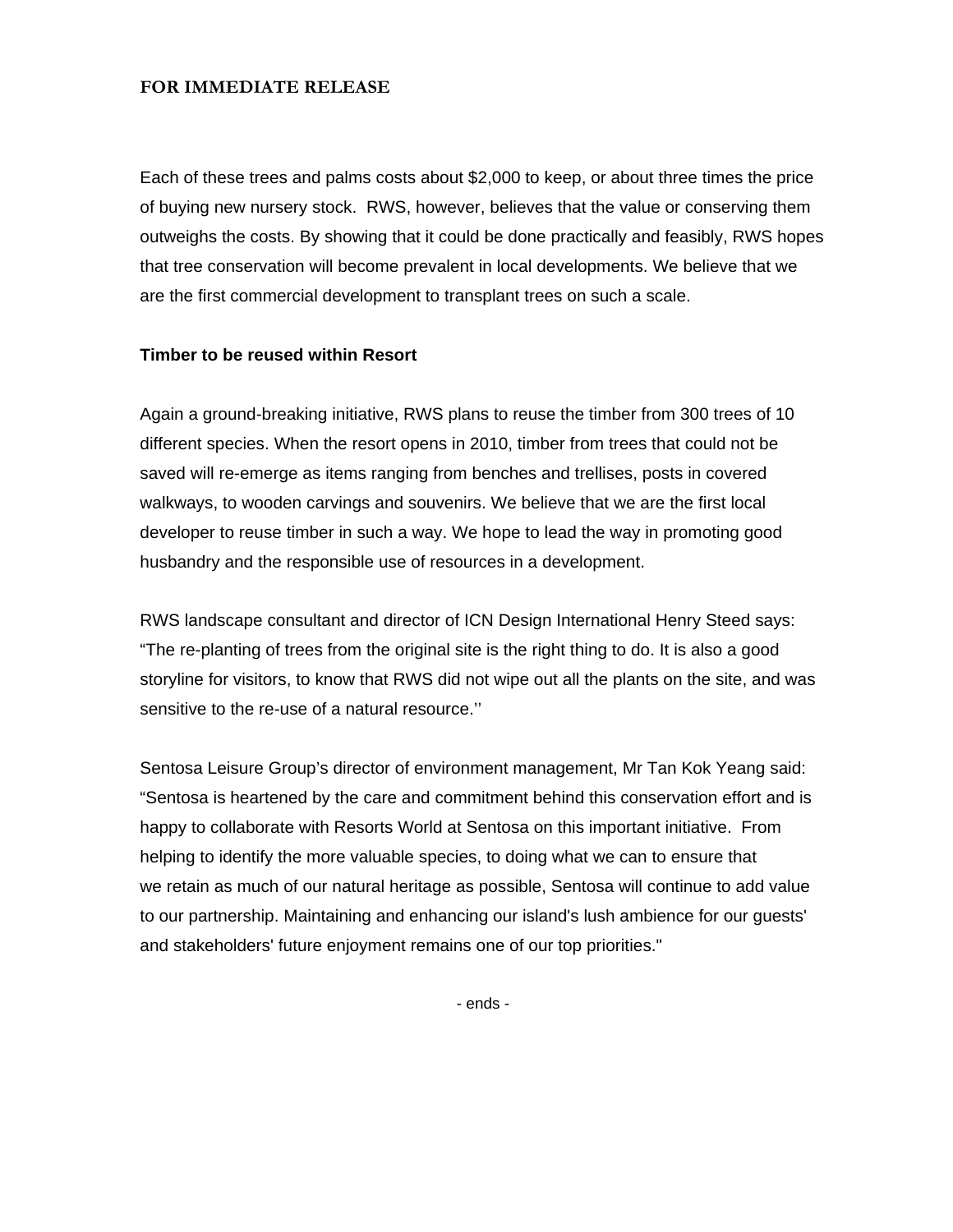**FOR IMMEDIATE RELEASE**

Each of these trees and palms costs about $2,000 to keep, or about three times the price of buying new nursery stock. RWS, however, believes that the value or conserving them outweighs the costs. By showing that it could be done practically and feasibly, RWS hopes that tree conservation will become prevalent in local developments. We believe that we are the first commercial development to transplant trees on such a scale.

**Timber to be reused within Resort**

Again a ground-breaking initiative, RWS plans to reuse the timber from 300 trees of 10 different species. When the resort opens in 2010, timber from trees that could not be saved will re-emerge as items ranging from benches and trellises, posts in covered walkways, to wooden carvings and souvenirs. We believe that we are the first local developer to reuse timber in such a way. We hope to lead the way in promoting good husbandry and the responsible use of resources in a development.

RWS landscape consultant and director of ICN Design International Henry Steed says: "The re-planting of trees from the original site is the right thing to do. It is also a good storyline for visitors, to know that RWS did not wipe out all the plants on the site, and was sensitive to the re-use of a natural resource.''

Sentosa Leisure Group's director of environment management, Mr Tan Kok Yeang said: "Sentosa is heartened by the care and commitment behind this conservation effort and is happy to collaborate with Resorts World at Sentosa on this important initiative. From helping to identify the more valuable species, to doing what we can to ensure that we retain as much of our natural heritage as possible, Sentosa will continue to add value to our partnership. Maintaining and enhancing our island's lush ambience for our guests' and stakeholders' future enjoyment remains one of our top priorities."

- ends -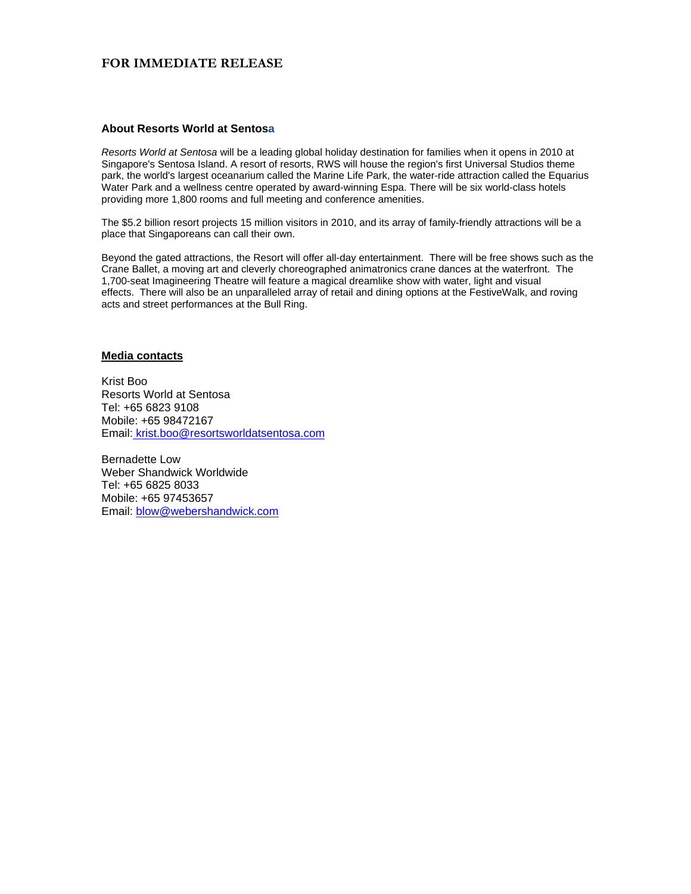**FOR IMMEDIATE RELEASE**

### About Resorts World at Sentosa

*Resorts World at Sentosa* will be a leading global holiday destination for families when it opens in 2010 at Singapore's Sentosa Island. A resort of resorts, RWS will house the region's first Universal Studios theme park, the world's largest oceanarium called the Marine Life Park, the water-ride attraction called the Equarius Water Park and a wellness centre operated by award-winning Espa. There will be six world-class hotels providing more 1,800 rooms and full meeting and conference amenities.

The $5.2 billion resort projects 15 million visitors in 2010, and its array of family-friendly attractions will be a place that Singaporeans can call their own.

Beyond the gated attractions, the Resort will offer all-day entertainment. There will be free shows such as the Crane Ballet, a moving art and cleverly choreographed animatronics crane dances at the waterfront. The 1,700-seat Imagineering Theatre will feature a magical dreamlike show with water, light and visual effects. There will also be an unparalleled array of retail and dining options at the FestiveWalk, and roving acts and street performances at the Bull Ring.

### Media contacts

Krist Boo
Resorts World at Sentosa
Tel: +65 6823 9108
Mobile: +65 98472167
Email: krist.boo@resortsworldatsentosa.com

Bernadette Low
Weber Shandwick Worldwide
Tel: +65 6825 8033
Mobile: +65 97453657
Email: blow@webershandwick.com